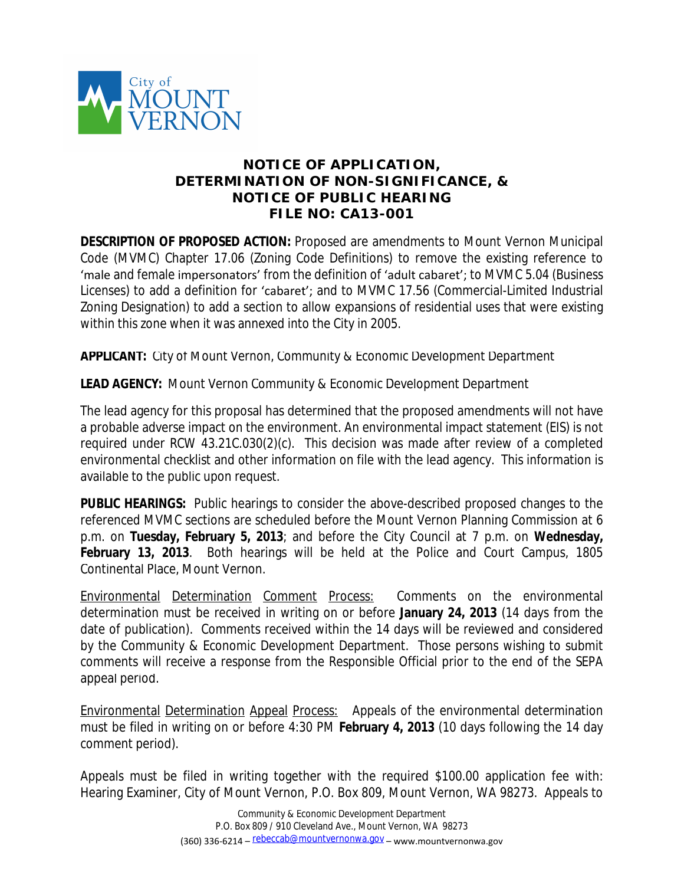City of MOUNT VERNON

# NOTICE OF APPLICATION, DETERMINATION OF NON-SIGNIFICANCE, & NOTICE OF PUBLIC HEARING FILE NO: CA13-001

**DESCRIPTION OF PROPOSED ACTION:** Proposed are amendments to Mount Vernon Municipal Code (MVMC) Chapter 17.06 (Zoning Code Definitions) to remove the existing reference to 'male and female impersonators' from the definition of 'adult cabaret'; to MVMC 5.04 (Business Licenses) to add a definition for 'cabaret'; and to MVMC 17.56 (Commercial-Limited Industrial Zoning Designation) to add a section to allow expansions of residential uses that were existing within this zone when it was annexed into the City in 2005.

**APPLICANT:** City of Mount Vernon, Community & Economic Development Department

**LEAD AGENCY:** Mount Vernon Community & Economic Development Department

The lead agency for this proposal has determined that the proposed amendments will not have a probable adverse impact on the environment. An environmental impact statement (EIS) is not required under RCW 43.21C.030(2)(c). This decision was made after review of a completed environmental checklist and other information on file with the lead agency. This information is available to the public upon request.

**PUBLIC HEARINGS:** Public hearings to consider the above-described proposed changes to the referenced MVMC sections are scheduled before the Mount Vernon Planning Commission at 6 p.m. on **Tuesday, February 5, 2013**; and before the City Council at 7 p.m. on **Wednesday, February 13, 2013**. Both hearings will be held at the Police and Court Campus, 1805 Continental Place, Mount Vernon.

Environmental Determination Comment Process: Comments on the environmental determination must be received in writing on or before **January 24, 2013** (14 days from the date of publication). Comments received within the 14 days will be reviewed and considered by the Community & Economic Development Department. Those persons wishing to submit comments will receive a response from the Responsible Official prior to the end of the SEPA appeal period.

Environmental Determination Appeal Process: Appeals of the environmental determination must be filed in writing on or before 4:30 PM **February 4, 2013** (10 days following the 14 day comment period).

Appeals must be filed in writing together with the required $100.00 application fee with: Hearing Examiner, City of Mount Vernon, P.O. Box 809, Mount Vernon, WA 98273. Appeals to

Community & Economic Development Department
P.O. Box 809 / 910 Cleveland Ave., Mount Vernon, WA 98273
(360) 336-6214 – rebeccab@mountvernonwa.gov – www.mountvernonwa.gov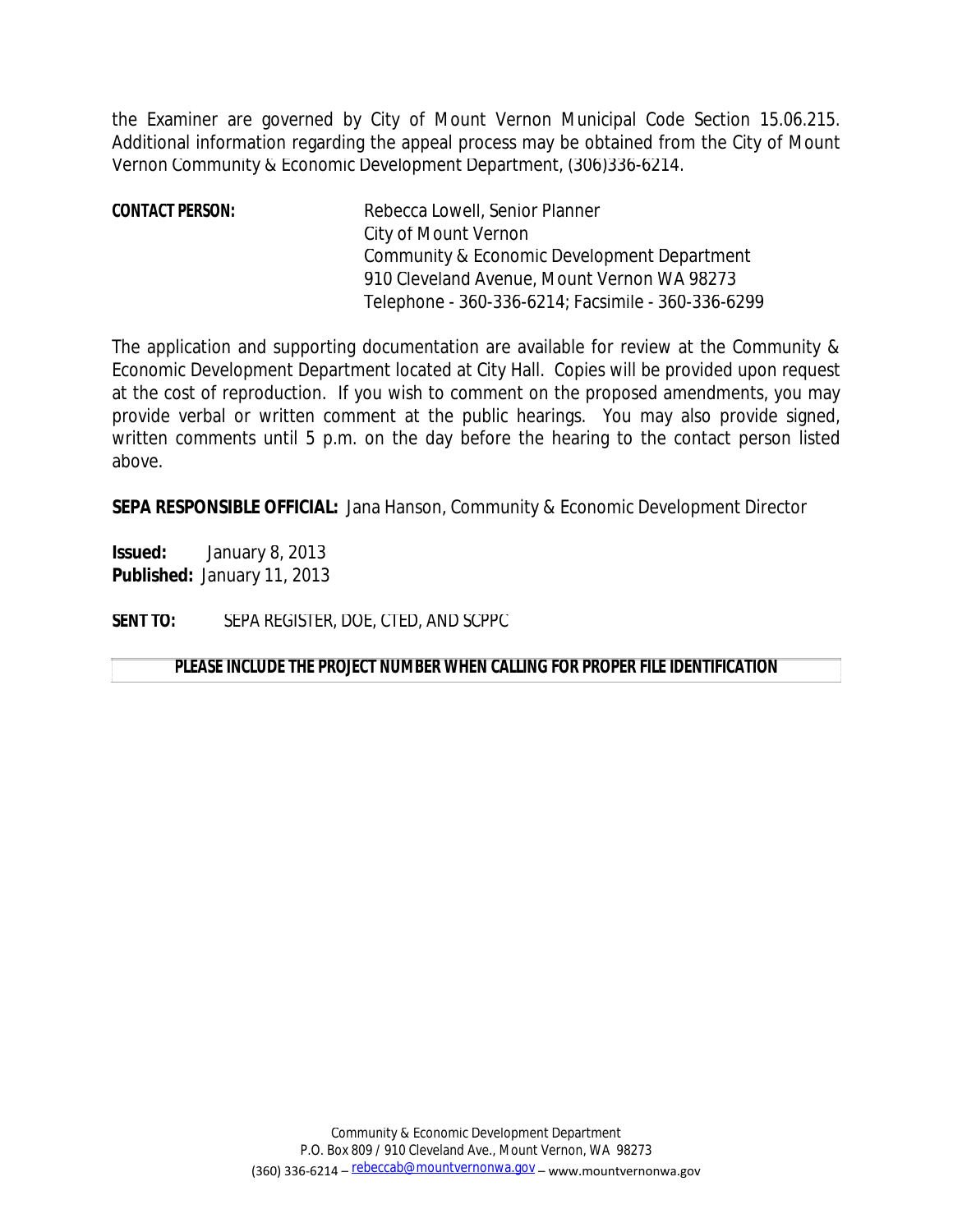the Examiner are governed by City of Mount Vernon Municipal Code Section 15.06.215. Additional information regarding the appeal process may be obtained from the City of Mount Vernon Community & Economic Development Department, (306)336-6214.

**CONTACT PERSON:** Rebecca Lowell, Senior Planner
City of Mount Vernon
Community & Economic Development Department
910 Cleveland Avenue, Mount Vernon WA 98273
Telephone - 360-336-6214; Facsimile - 360-336-6299

The application and supporting documentation are available for review at the Community & Economic Development Department located at City Hall. Copies will be provided upon request at the cost of reproduction. If you wish to comment on the proposed amendments, you may provide verbal or written comment at the public hearings. You may also provide signed, written comments until 5 p.m. on the day before the hearing to the contact person listed above.

**SEPA RESPONSIBLE OFFICIAL:** Jana Hanson, Community & Economic Development Director

**Issued:** January 8, 2013
**Published:** January 11, 2013

**SENT TO:** SEPA REGISTER, DOE, CTED, AND SCPPC

**PLEASE INCLUDE THE PROJECT NUMBER WHEN CALLING FOR PROPER FILE IDENTIFICATION**

Community & Economic Development Department
P.O. Box 809 / 910 Cleveland Ave., Mount Vernon, WA 98273
(360) 336-6214 – rebeccab@mountvernonwa.gov – www.mountvernonwa.gov